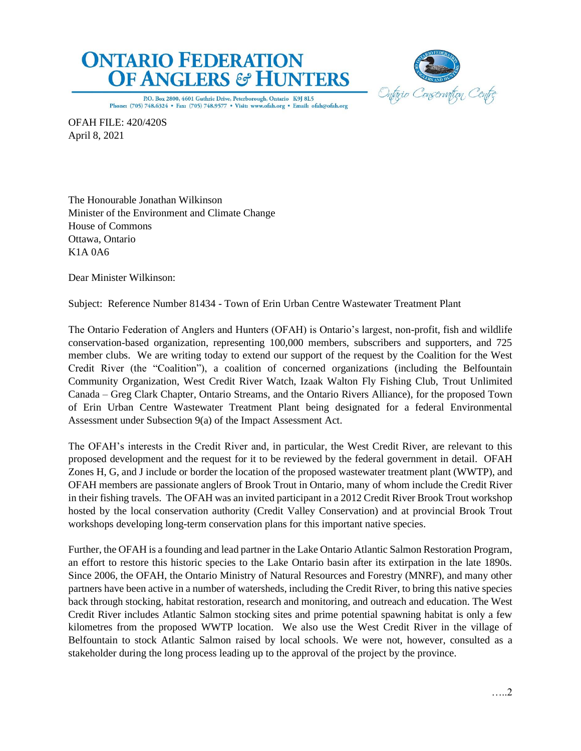# ONTARIO FEDERATION OF ANGLERS & HUNTERS

P.O. Box 2800, 4601 Guthrie Drive, Peterborough, Ontario K9J 8L5
Phone: (705) 748.6324 • Fax: (705) 748.9577 • Visit: www.ofah.org • Email: ofah@ofah.org

Ontario Conservation Centre

OFAH FILE: 420/420S
April 8, 2021

The Honourable Jonathan Wilkinson
Minister of the Environment and Climate Change
House of Commons
Ottawa, Ontario
K1A 0A6

Dear Minister Wilkinson:

Subject: Reference Number 81434 - Town of Erin Urban Centre Wastewater Treatment Plant

The Ontario Federation of Anglers and Hunters (OFAH) is Ontario's largest, non-profit, fish and wildlife conservation-based organization, representing 100,000 members, subscribers and supporters, and 725 member clubs. We are writing today to extend our support of the request by the Coalition for the West Credit River (the "Coalition"), a coalition of concerned organizations (including the Belfountain Community Organization, West Credit River Watch, Izaak Walton Fly Fishing Club, Trout Unlimited Canada – Greg Clark Chapter, Ontario Streams, and the Ontario Rivers Alliance), for the proposed Town of Erin Urban Centre Wastewater Treatment Plant being designated for a federal Environmental Assessment under Subsection 9(a) of the Impact Assessment Act.

The OFAH's interests in the Credit River and, in particular, the West Credit River, are relevant to this proposed development and the request for it to be reviewed by the federal government in detail. OFAH Zones H, G, and J include or border the location of the proposed wastewater treatment plant (WWTP), and OFAH members are passionate anglers of Brook Trout in Ontario, many of whom include the Credit River in their fishing travels. The OFAH was an invited participant in a 2012 Credit River Brook Trout workshop hosted by the local conservation authority (Credit Valley Conservation) and at provincial Brook Trout workshops developing long-term conservation plans for this important native species.

Further, the OFAH is a founding and lead partner in the Lake Ontario Atlantic Salmon Restoration Program, an effort to restore this historic species to the Lake Ontario basin after its extirpation in the late 1890s. Since 2006, the OFAH, the Ontario Ministry of Natural Resources and Forestry (MNRF), and many other partners have been active in a number of watersheds, including the Credit River, to bring this native species back through stocking, habitat restoration, research and monitoring, and outreach and education. The West Credit River includes Atlantic Salmon stocking sites and prime potential spawning habitat is only a few kilometres from the proposed WWTP location. We also use the West Credit River in the village of Belfountain to stock Atlantic Salmon raised by local schools. We were not, however, consulted as a stakeholder during the long process leading up to the approval of the project by the province.

…..2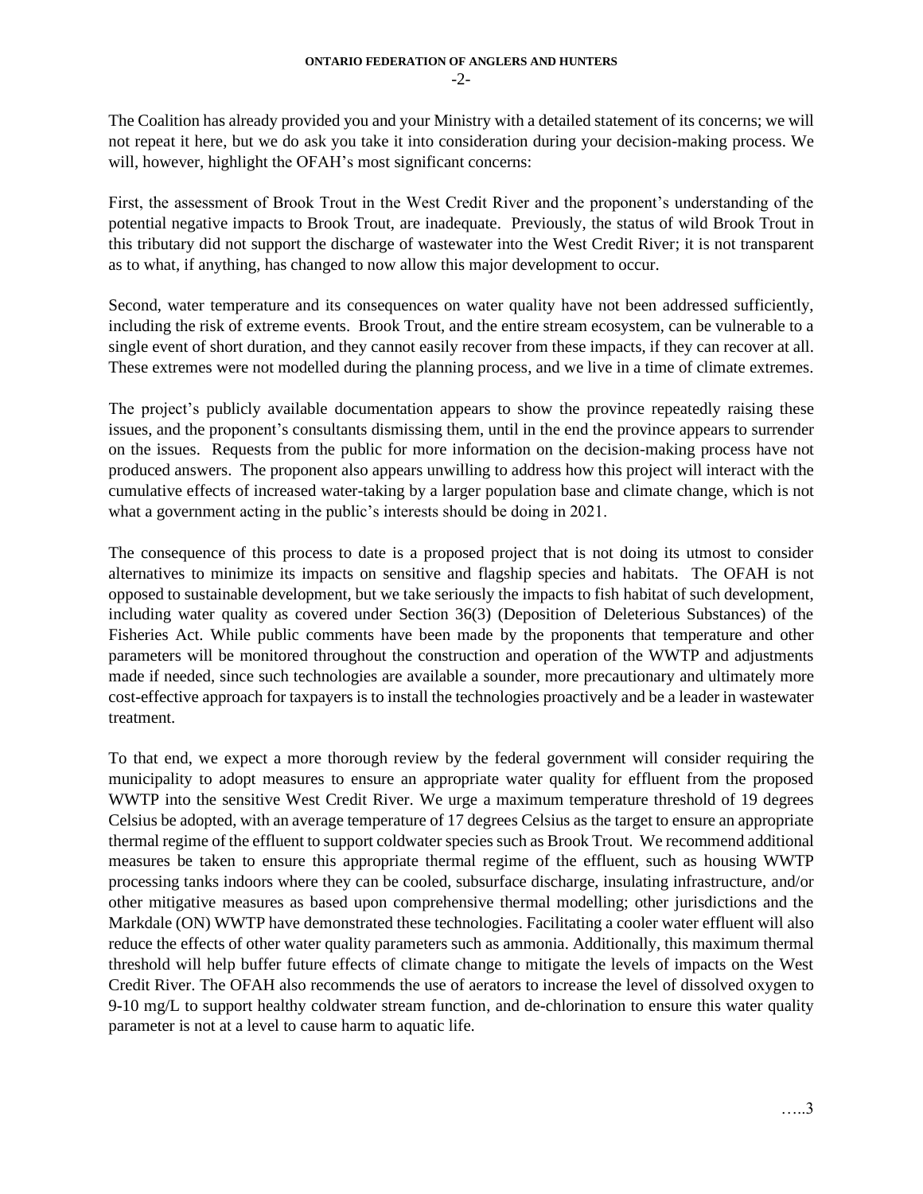The Coalition has already provided you and your Ministry with a detailed statement of its concerns; we will not repeat it here, but we do ask you take it into consideration during your decision-making process. We will, however, highlight the OFAH's most significant concerns:

First, the assessment of Brook Trout in the West Credit River and the proponent's understanding of the potential negative impacts to Brook Trout, are inadequate. Previously, the status of wild Brook Trout in this tributary did not support the discharge of wastewater into the West Credit River; it is not transparent as to what, if anything, has changed to now allow this major development to occur.

Second, water temperature and its consequences on water quality have not been addressed sufficiently, including the risk of extreme events. Brook Trout, and the entire stream ecosystem, can be vulnerable to a single event of short duration, and they cannot easily recover from these impacts, if they can recover at all. These extremes were not modelled during the planning process, and we live in a time of climate extremes.

The project's publicly available documentation appears to show the province repeatedly raising these issues, and the proponent's consultants dismissing them, until in the end the province appears to surrender on the issues. Requests from the public for more information on the decision-making process have not produced answers. The proponent also appears unwilling to address how this project will interact with the cumulative effects of increased water-taking by a larger population base and climate change, which is not what a government acting in the public's interests should be doing in 2021.

The consequence of this process to date is a proposed project that is not doing its utmost to consider alternatives to minimize its impacts on sensitive and flagship species and habitats. The OFAH is not opposed to sustainable development, but we take seriously the impacts to fish habitat of such development, including water quality as covered under Section 36(3) (Deposition of Deleterious Substances) of the Fisheries Act. While public comments have been made by the proponents that temperature and other parameters will be monitored throughout the construction and operation of the WWTP and adjustments made if needed, since such technologies are available a sounder, more precautionary and ultimately more cost-effective approach for taxpayers is to install the technologies proactively and be a leader in wastewater treatment.

To that end, we expect a more thorough review by the federal government will consider requiring the municipality to adopt measures to ensure an appropriate water quality for effluent from the proposed WWTP into the sensitive West Credit River. We urge a maximum temperature threshold of 19 degrees Celsius be adopted, with an average temperature of 17 degrees Celsius as the target to ensure an appropriate thermal regime of the effluent to support coldwater species such as Brook Trout. We recommend additional measures be taken to ensure this appropriate thermal regime of the effluent, such as housing WWTP processing tanks indoors where they can be cooled, subsurface discharge, insulating infrastructure, and/or other mitigative measures as based upon comprehensive thermal modelling; other jurisdictions and the Markdale (ON) WWTP have demonstrated these technologies. Facilitating a cooler water effluent will also reduce the effects of other water quality parameters such as ammonia. Additionally, this maximum thermal threshold will help buffer future effects of climate change to mitigate the levels of impacts on the West Credit River. The OFAH also recommends the use of aerators to increase the level of dissolved oxygen to 9-10 mg/L to support healthy coldwater stream function, and de-chlorination to ensure this water quality parameter is not at a level to cause harm to aquatic life.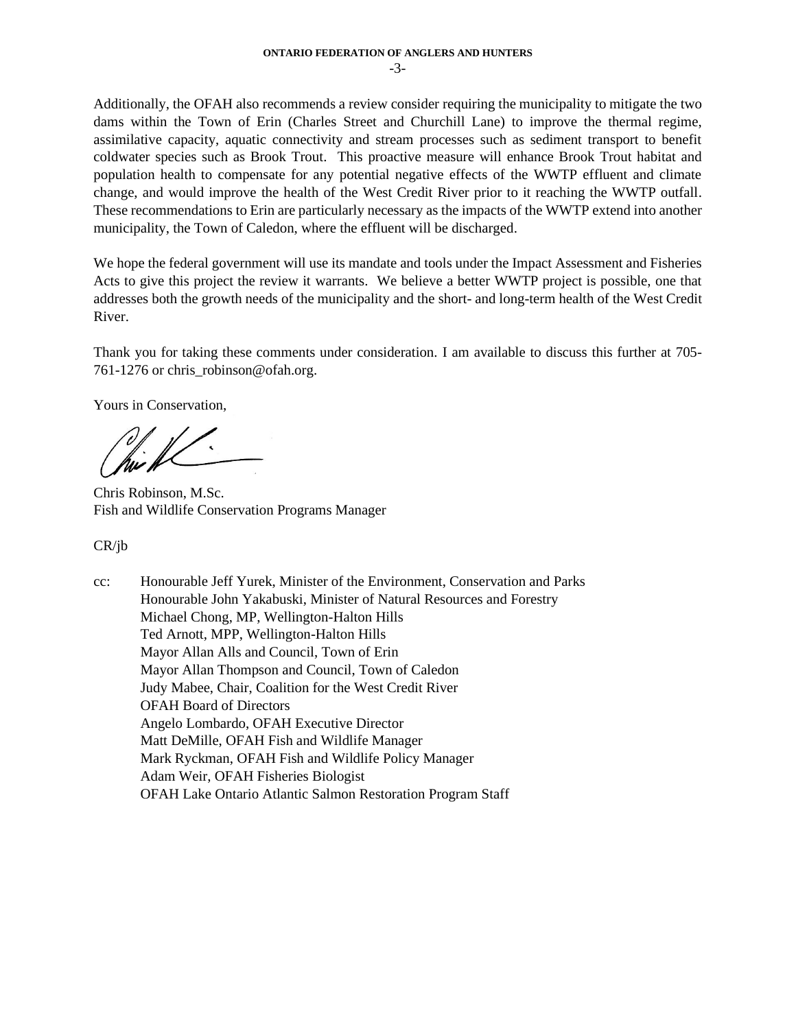Additionally, the OFAH also recommends a review consider requiring the municipality to mitigate the two dams within the Town of Erin (Charles Street and Churchill Lane) to improve the thermal regime, assimilative capacity, aquatic connectivity and stream processes such as sediment transport to benefit coldwater species such as Brook Trout. This proactive measure will enhance Brook Trout habitat and population health to compensate for any potential negative effects of the WWTP effluent and climate change, and would improve the health of the West Credit River prior to it reaching the WWTP outfall. These recommendations to Erin are particularly necessary as the impacts of the WWTP extend into another municipality, the Town of Caledon, where the effluent will be discharged.

We hope the federal government will use its mandate and tools under the Impact Assessment and Fisheries Acts to give this project the review it warrants. We believe a better WWTP project is possible, one that addresses both the growth needs of the municipality and the short- and long-term health of the West Credit River.

Thank you for taking these comments under consideration. I am available to discuss this further at 705-761-1276 or chris_robinson@ofah.org.

Yours in Conservation,

Chris Robinson, M.Sc.
Fish and Wildlife Conservation Programs Manager

CR/jb

cc: Honourable Jeff Yurek, Minister of the Environment, Conservation and Parks
Honourable John Yakabuski, Minister of Natural Resources and Forestry
Michael Chong, MP, Wellington-Halton Hills
Ted Arnott, MPP, Wellington-Halton Hills
Mayor Allan Alls and Council, Town of Erin
Mayor Allan Thompson and Council, Town of Caledon
Judy Mabee, Chair, Coalition for the West Credit River
OFAH Board of Directors
Angelo Lombardo, OFAH Executive Director
Matt DeMille, OFAH Fish and Wildlife Manager
Mark Ryckman, OFAH Fish and Wildlife Policy Manager
Adam Weir, OFAH Fisheries Biologist
OFAH Lake Ontario Atlantic Salmon Restoration Program Staff